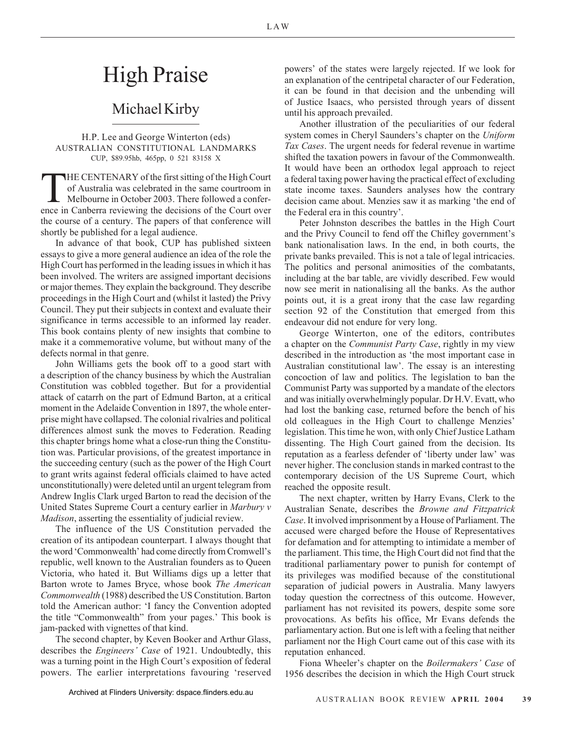# High Praise

## Michael Kirby

H.P. Lee and George Winterton (eds)
AUSTRALIAN CONSTITUTIONAL LANDMARKS
CUP, $89.95hb, 465pp, 0 521 83158 X

THE CENTENARY of the first sitting of the High Court of Australia was celebrated in the same courtroom in Melbourne in October 2003. There followed a conference in Canberra reviewing the decisions of the Court over the course of a century. The papers of that conference will shortly be published for a legal audience.

In advance of that book, CUP has published sixteen essays to give a more general audience an idea of the role the High Court has performed in the leading issues in which it has been involved. The writers are assigned important decisions or major themes. They explain the background. They describe proceedings in the High Court and (whilst it lasted) the Privy Council. They put their subjects in context and evaluate their significance in terms accessible to an informed lay reader. This book contains plenty of new insights that combine to make it a commemorative volume, but without many of the defects normal in that genre.

John Williams gets the book off to a good start with a description of the chancy business by which the Australian Constitution was cobbled together. But for a providential attack of catarrh on the part of Edmund Barton, at a critical moment in the Adelaide Convention in 1897, the whole enterprise might have collapsed. The colonial rivalries and political differences almost sunk the moves to Federation. Reading this chapter brings home what a close-run thing the Constitution was. Particular provisions, of the greatest importance in the succeeding century (such as the power of the High Court to grant writs against federal officials claimed to have acted unconstitutionally) were deleted until an urgent telegram from Andrew Inglis Clark urged Barton to read the decision of the United States Supreme Court a century earlier in *Marbury v Madison*, asserting the essentiality of judicial review.

The influence of the US Constitution pervaded the creation of its antipodean counterpart. I always thought that the word 'Commonwealth' had come directly from Cromwell's republic, well known to the Australian founders as to Queen Victoria, who hated it. But Williams digs up a letter that Barton wrote to James Bryce, whose book *The American Commonwealth* (1988) described the US Constitution. Barton told the American author: 'I fancy the Convention adopted the title "Commonwealth" from your pages.' This book is jam-packed with vignettes of that kind.

The second chapter, by Keven Booker and Arthur Glass, describes the *Engineers' Case* of 1921. Undoubtedly, this was a turning point in the High Court's exposition of federal powers. The earlier interpretations favouring 'reserved powers' of the states were largely rejected. If we look for an explanation of the centripetal character of our Federation, it can be found in that decision and the unbending will of Justice Isaacs, who persisted through years of dissent until his approach prevailed.

Another illustration of the peculiarities of our federal system comes in Cheryl Saunders's chapter on the *Uniform Tax Cases*. The urgent needs for federal revenue in wartime shifted the taxation powers in favour of the Commonwealth. It would have been an orthodox legal approach to reject a federal taxing power having the practical effect of excluding state income taxes. Saunders analyses how the contrary decision came about. Menzies saw it as marking 'the end of the Federal era in this country'.

Peter Johnston describes the battles in the High Court and the Privy Council to fend off the Chifley government's bank nationalisation laws. In the end, in both courts, the private banks prevailed. This is not a tale of legal intricacies. The politics and personal animosities of the combatants, including at the bar table, are vividly described. Few would now see merit in nationalising all the banks. As the author points out, it is a great irony that the case law regarding section 92 of the Constitution that emerged from this endeavour did not endure for very long.

George Winterton, one of the editors, contributes a chapter on the *Communist Party Case*, rightly in my view described in the introduction as 'the most important case in Australian constitutional law'. The essay is an interesting concoction of law and politics. The legislation to ban the Communist Party was supported by a mandate of the electors and was initially overwhelmingly popular. Dr H.V. Evatt, who had lost the banking case, returned before the bench of his old colleagues in the High Court to challenge Menzies' legislation. This time he won, with only Chief Justice Latham dissenting. The High Court gained from the decision. Its reputation as a fearless defender of 'liberty under law' was never higher. The conclusion stands in marked contrast to the contemporary decision of the US Supreme Court, which reached the opposite result.

The next chapter, written by Harry Evans, Clerk to the Australian Senate, describes the *Browne and Fitzpatrick Case*. It involved imprisonment by a House of Parliament. The accused were charged before the House of Representatives for defamation and for attempting to intimidate a member of the parliament. This time, the High Court did not find that the traditional parliamentary power to punish for contempt of its privileges was modified because of the constitutional separation of judicial powers in Australia. Many lawyers today question the correctness of this outcome. However, parliament has not revisited its powers, despite some sore provocations. As befits his office, Mr Evans defends the parliamentary action. But one is left with a feeling that neither parliament nor the High Court came out of this case with its reputation enhanced.

Fiona Wheeler's chapter on the *Boilermakers' Case* of 1956 describes the decision in which the High Court struck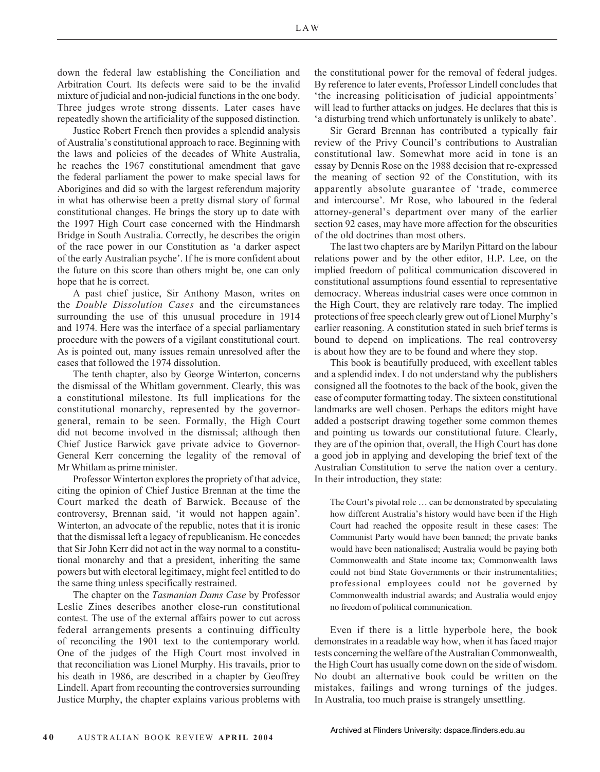down the federal law establishing the Conciliation and Arbitration Court. Its defects were said to be the invalid mixture of judicial and non-judicial functions in the one body. Three judges wrote strong dissents. Later cases have repeatedly shown the artificiality of the supposed distinction.

Justice Robert French then provides a splendid analysis of Australia's constitutional approach to race. Beginning with the laws and policies of the decades of White Australia, he reaches the 1967 constitutional amendment that gave the federal parliament the power to make special laws for Aborigines and did so with the largest referendum majority in what has otherwise been a pretty dismal story of formal constitutional changes. He brings the story up to date with the 1997 High Court case concerned with the Hindmarsh Bridge in South Australia. Correctly, he describes the origin of the race power in our Constitution as 'a darker aspect of the early Australian psyche'. If he is more confident about the future on this score than others might be, one can only hope that he is correct.

A past chief justice, Sir Anthony Mason, writes on the *Double Dissolution Cases* and the circumstances surrounding the use of this unusual procedure in 1914 and 1974. Here was the interface of a special parliamentary procedure with the powers of a vigilant constitutional court. As is pointed out, many issues remain unresolved after the cases that followed the 1974 dissolution.

The tenth chapter, also by George Winterton, concerns the dismissal of the Whitlam government. Clearly, this was a constitutional milestone. Its full implications for the constitutional monarchy, represented by the governor-general, remain to be seen. Formally, the High Court did not become involved in the dismissal; although then Chief Justice Barwick gave private advice to Governor-General Kerr concerning the legality of the removal of Mr Whitlam as prime minister.

Professor Winterton explores the propriety of that advice, citing the opinion of Chief Justice Brennan at the time the Court marked the death of Barwick. Because of the controversy, Brennan said, 'it would not happen again'. Winterton, an advocate of the republic, notes that it is ironic that the dismissal left a legacy of republicanism. He concedes that Sir John Kerr did not act in the way normal to a constitutional monarchy and that a president, inheriting the same powers but with electoral legitimacy, might feel entitled to do the same thing unless specifically restrained.

The chapter on the *Tasmanian Dams Case* by Professor Leslie Zines describes another close-run constitutional contest. The use of the external affairs power to cut across federal arrangements presents a continuing difficulty of reconciling the 1901 text to the contemporary world. One of the judges of the High Court most involved in that reconciliation was Lionel Murphy. His travails, prior to his death in 1986, are described in a chapter by Geoffrey Lindell. Apart from recounting the controversies surrounding Justice Murphy, the chapter explains various problems with the constitutional power for the removal of federal judges. By reference to later events, Professor Lindell concludes that 'the increasing politicisation of judicial appointments' will lead to further attacks on judges. He declares that this is 'a disturbing trend which unfortunately is unlikely to abate'.

Sir Gerard Brennan has contributed a typically fair review of the Privy Council's contributions to Australian constitutional law. Somewhat more acid in tone is an essay by Dennis Rose on the 1988 decision that re-expressed the meaning of section 92 of the Constitution, with its apparently absolute guarantee of 'trade, commerce and intercourse'. Mr Rose, who laboured in the federal attorney-general's department over many of the earlier section 92 cases, may have more affection for the obscurities of the old doctrines than most others.

The last two chapters are by Marilyn Pittard on the labour relations power and by the other editor, H.P. Lee, on the implied freedom of political communication discovered in constitutional assumptions found essential to representative democracy. Whereas industrial cases were once common in the High Court, they are relatively rare today. The implied protections of free speech clearly grew out of Lionel Murphy's earlier reasoning. A constitution stated in such brief terms is bound to depend on implications. The real controversy is about how they are to be found and where they stop.

This book is beautifully produced, with excellent tables and a splendid index. I do not understand why the publishers consigned all the footnotes to the back of the book, given the ease of computer formatting today. The sixteen constitutional landmarks are well chosen. Perhaps the editors might have added a postscript drawing together some common themes and pointing us towards our constitutional future. Clearly, they are of the opinion that, overall, the High Court has done a good job in applying and developing the brief text of the Australian Constitution to serve the nation over a century. In their introduction, they state:

> The Court's pivotal role … can be demonstrated by speculating how different Australia's history would have been if the High Court had reached the opposite result in these cases: The Communist Party would have been banned; the private banks would have been nationalised; Australia would be paying both Commonwealth and State income tax; Commonwealth laws could not bind State Governments or their instrumentalities; professional employees could not be governed by Commonwealth industrial awards; and Australia would enjoy no freedom of political communication.

Even if there is a little hyperbole here, the book demonstrates in a readable way how, when it has faced major tests concerning the welfare of the Australian Commonwealth, the High Court has usually come down on the side of wisdom. No doubt an alternative book could be written on the mistakes, failings and wrong turnings of the judges. In Australia, too much praise is strangely unsettling.